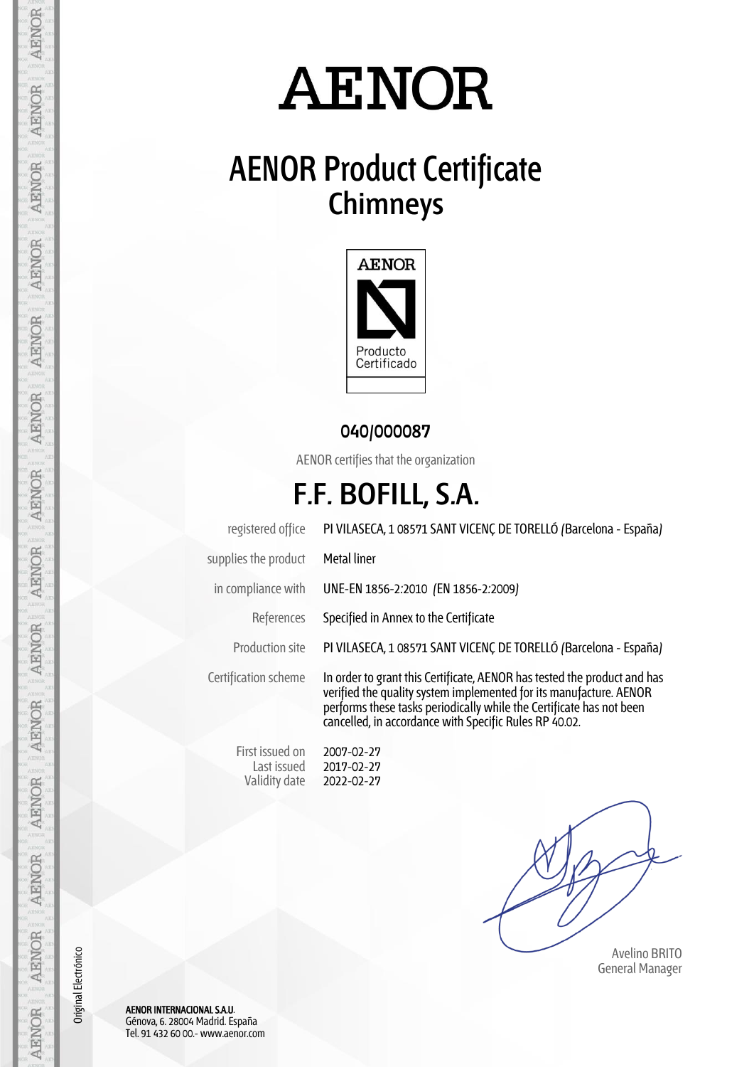# AENOR

## AENOR Product Certificate
## Chimneys

AENOR

Producto Certificado

**040/000087**

AENOR certifies that the organization

# F.F. BOFILL, S.A.

| | |
|---|---|
| registered office | PI VILASECA, 1 08571 SANT VICENÇ DE TORELLÓ (Barcelona - España) |
| supplies the product | Metal liner |
| in compliance with | UNE-EN 1856-2:2010 (EN 1856-2:2009) |
| References | Specified in Annex to the Certificate |
| Production site | PI VILASECA, 1 08571 SANT VICENÇ DE TORELLÓ (Barcelona - España) |
| Certification scheme | In order to grant this Certificate, AENOR has tested the product and has verified the quality system implemented for its manufacture. AENOR performs these tasks periodically while the Certificate has not been cancelled, in accordance with Specific Rules RP 40.02. |
| First issued on | 2007-02-27 |
| Last issued | 2017-02-27 |
| Validity date | 2022-02-27 |

Avelino BRITO
General Manager

Original Electrónico

**AENOR INTERNACIONAL S.A.U.**
Génova, 6. 28004 Madrid. España
Tel. 91 432 60 00.- www.aenor.com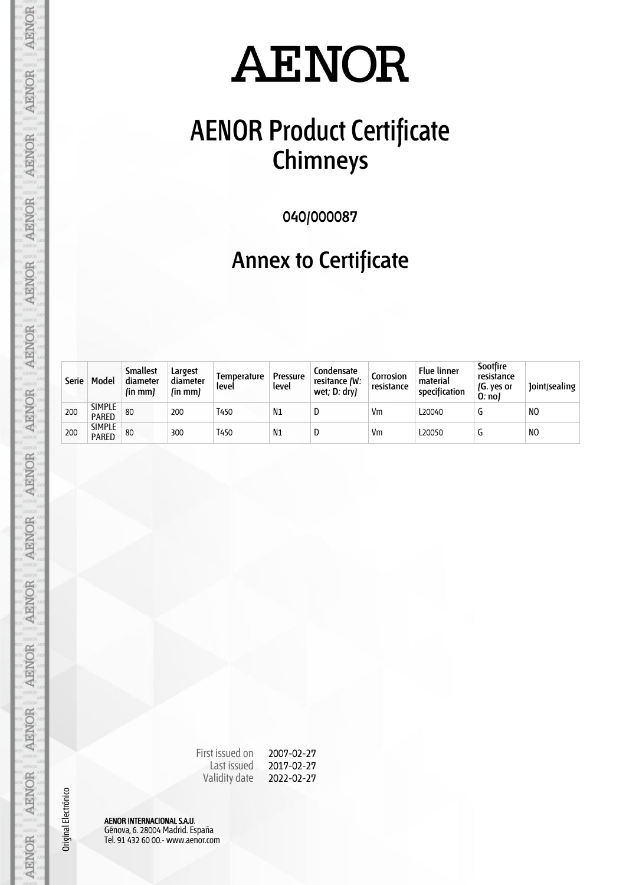# AENOR

# AENOR Product Certificate
## Chimneys

040/000087

## Annex to Certificate

| Serie | Model | Smallest diameter (in mm) | Largest diameter (in mm) | Temperature level | Pressure level | Condensate resitance (W: wet; D: dry) | Corrosion resistance | Flue linner material specification | Sootfire resistance (G. yes or O: no) | Joint/sealing |
|---|---|---|---|---|---|---|---|---|---|---|
| 200 | SIMPLE PARED | 80 | 200 | T450 | N1 | D | Vm | L20040 | G | NO |
| 200 | SIMPLE PARED | 80 | 300 | T450 | N1 | D | Vm | L20050 | G | NO |

First issued on 2007-02-27
Last issued 2017-02-27
Validity date 2022-02-27

Original Electrónico

**AENOR INTERNACIONAL S.A.U.**
Génova, 6. 28004 Madrid. España
Tel. 91 432 60 00.- www.aenor.com